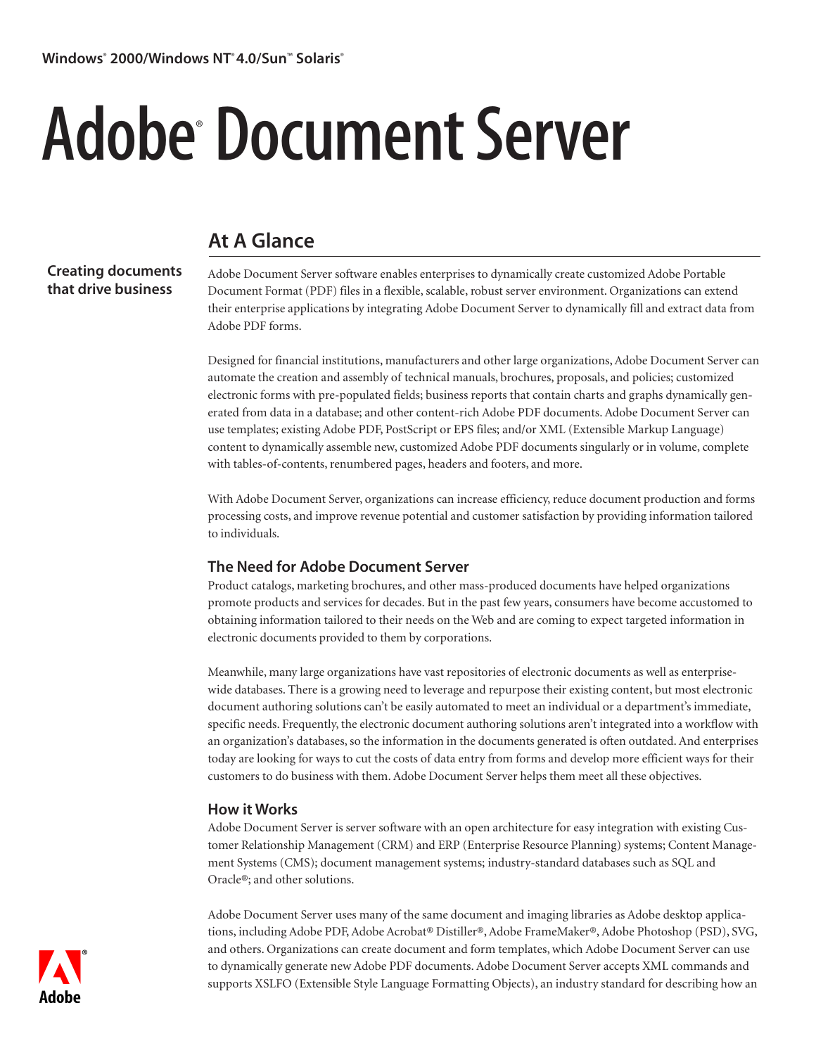Windows® 2000/Windows NT® 4.0/Sun™ Solaris®

# Adobe® Document Server

## At A Glance

**Creating documents that drive business**

Adobe Document Server software enables enterprises to dynamically create customized Adobe Portable Document Format (PDF) files in a flexible, scalable, robust server environment. Organizations can extend their enterprise applications by integrating Adobe Document Server to dynamically fill and extract data from Adobe PDF forms.

Designed for financial institutions, manufacturers and other large organizations, Adobe Document Server can automate the creation and assembly of technical manuals, brochures, proposals, and policies; customized electronic forms with pre-populated fields; business reports that contain charts and graphs dynamically generated from data in a database; and other content-rich Adobe PDF documents. Adobe Document Server can use templates; existing Adobe PDF, PostScript or EPS files; and/or XML (Extensible Markup Language) content to dynamically assemble new, customized Adobe PDF documents singularly or in volume, complete with tables-of-contents, renumbered pages, headers and footers, and more.

With Adobe Document Server, organizations can increase efficiency, reduce document production and forms processing costs, and improve revenue potential and customer satisfaction by providing information tailored to individuals.

### The Need for Adobe Document Server

Product catalogs, marketing brochures, and other mass-produced documents have helped organizations promote products and services for decades. But in the past few years, consumers have become accustomed to obtaining information tailored to their needs on the Web and are coming to expect targeted information in electronic documents provided to them by corporations.

Meanwhile, many large organizations have vast repositories of electronic documents as well as enterprise-wide databases. There is a growing need to leverage and repurpose their existing content, but most electronic document authoring solutions can't be easily automated to meet an individual or a department's immediate, specific needs. Frequently, the electronic document authoring solutions aren't integrated into a workflow with an organization's databases, so the information in the documents generated is often outdated. And enterprises today are looking for ways to cut the costs of data entry from forms and develop more efficient ways for their customers to do business with them. Adobe Document Server helps them meet all these objectives.

### How it Works

Adobe Document Server is server software with an open architecture for easy integration with existing Customer Relationship Management (CRM) and ERP (Enterprise Resource Planning) systems; Content Management Systems (CMS); document management systems; industry-standard databases such as SQL and Oracle®; and other solutions.

Adobe Document Server uses many of the same document and imaging libraries as Adobe desktop applications, including Adobe PDF, Adobe Acrobat® Distiller®, Adobe FrameMaker®, Adobe Photoshop (PSD), SVG, and others. Organizations can create document and form templates, which Adobe Document Server can use to dynamically generate new Adobe PDF documents. Adobe Document Server accepts XML commands and supports XSLFO (Extensible Style Language Formatting Objects), an industry standard for describing how an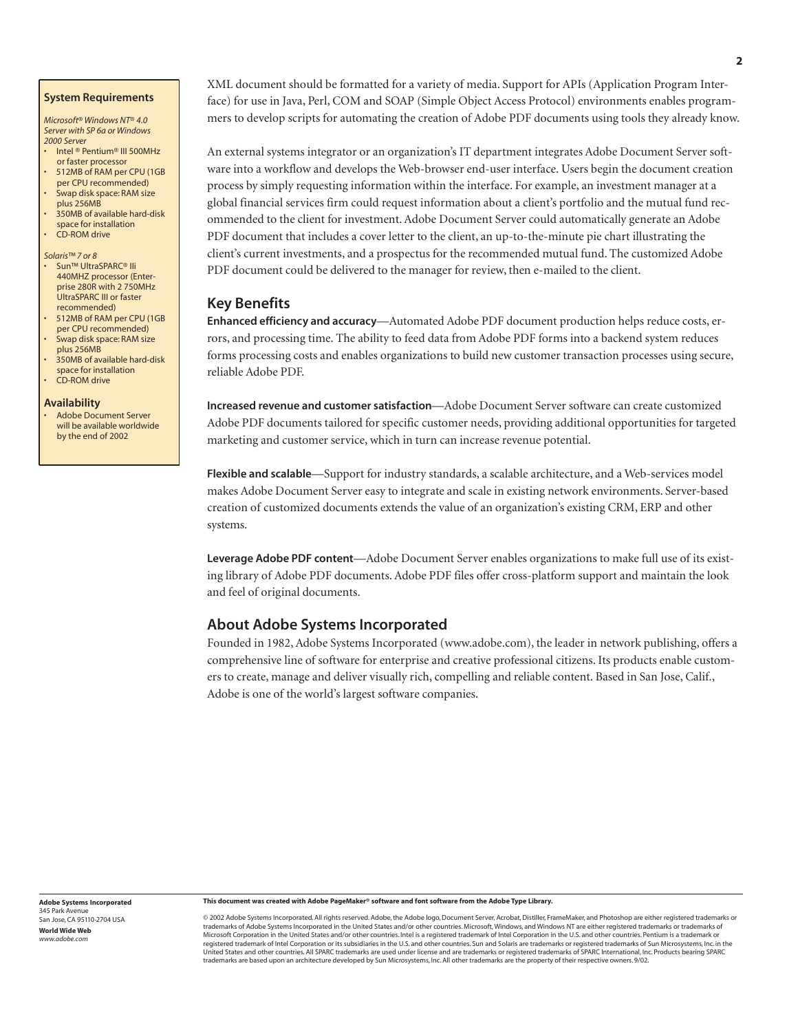XML document should be formatted for a variety of media. Support for APIs (Application Program Interface) for use in Java, Perl, COM and SOAP (Simple Object Access Protocol) environments enables programmers to develop scripts for automating the creation of Adobe PDF documents using tools they already know.

An external systems integrator or an organization's IT department integrates Adobe Document Server software into a workflow and develops the Web-browser end-user interface. Users begin the document creation process by simply requesting information within the interface. For example, an investment manager at a global financial services firm could request information about a client's portfolio and the mutual fund recommended to the client for investment. Adobe Document Server could automatically generate an Adobe PDF document that includes a cover letter to the client, an up-to-the-minute pie chart illustrating the client's current investments, and a prospectus for the recommended mutual fund. The customized Adobe PDF document could be delivered to the manager for review, then e-mailed to the client.

## Key Benefits

**Enhanced efficiency and accuracy**—Automated Adobe PDF document production helps reduce costs, errors, and processing time. The ability to feed data from Adobe PDF forms into a backend system reduces forms processing costs and enables organizations to build new customer transaction processes using secure, reliable Adobe PDF.

**Increased revenue and customer satisfaction**—Adobe Document Server software can create customized Adobe PDF documents tailored for specific customer needs, providing additional opportunities for targeted marketing and customer service, which in turn can increase revenue potential.

**Flexible and scalable**—Support for industry standards, a scalable architecture, and a Web-services model makes Adobe Document Server easy to integrate and scale in existing network environments. Server-based creation of customized documents extends the value of an organization's existing CRM, ERP and other systems.

**Leverage Adobe PDF content**—Adobe Document Server enables organizations to make full use of its existing library of Adobe PDF documents. Adobe PDF files offer cross-platform support and maintain the look and feel of original documents.

## About Adobe Systems Incorporated

Founded in 1982, Adobe Systems Incorporated (www.adobe.com), the leader in network publishing, offers a comprehensive line of software for enterprise and creative professional citizens. Its products enable customers to create, manage and deliver visually rich, compelling and reliable content. Based in San Jose, Calif., Adobe is one of the world's largest software companies.

### System Requirements

*Microsoft® Windows NT® 4.0 Server with SP 6a or Windows 2000 Server*

- Intel ® Pentium® III 500MHz or faster processor
- 512MB of RAM per CPU (1GB per CPU recommended)
- Swap disk space: RAM size plus 256MB
- 350MB of available hard-disk space for installation
- CD-ROM drive

*Solaris™ 7 or 8*

- Sun™ UltraSPARC® IIi 440MHZ processor (Enterprise 280R with 2 750MHz UltraSPARC III or faster recommended)
- 512MB of RAM per CPU (1GB per CPU recommended)
- Swap disk space: RAM size plus 256MB
- 350MB of available hard-disk space for installation
- CD-ROM drive

### Availability

- Adobe Document Server will be available worldwide by the end of 2002

**Adobe Systems Incorporated**
345 Park Avenue
San Jose, CA 95110-2704 USA
**World Wide Web**
*www.adobe.com*

**This document was created with Adobe PageMaker® software and font software from the Adobe Type Library.**

© 2002 Adobe Systems Incorporated. All rights reserved. Adobe, the Adobe logo, Document Server, Acrobat, Distiller, FrameMaker, and Photoshop are either registered trademarks or trademarks of Adobe Systems Incorporated in the United States and/or other countries. Microsoft, Windows, and Windows NT are either registered trademarks or trademarks of Microsoft Corporation in the United States and/or other countries. Intel is a registered trademark of Intel Corporation in the U.S. and other countries. Pentium is a trademark or registered trademark of Intel Corporation or its subsidiaries in the U.S. and other countries. Sun and Solaris are trademarks or registered trademarks of Sun Microsystems, Inc. in the United States and other countries. All SPARC trademarks are used under license and are trademarks or registered trademarks of SPARC International, Inc. Products bearing SPARC trademarks are based upon an architecture developed by Sun Microsystems, Inc. All other trademarks are the property of their respective owners. 9/02.